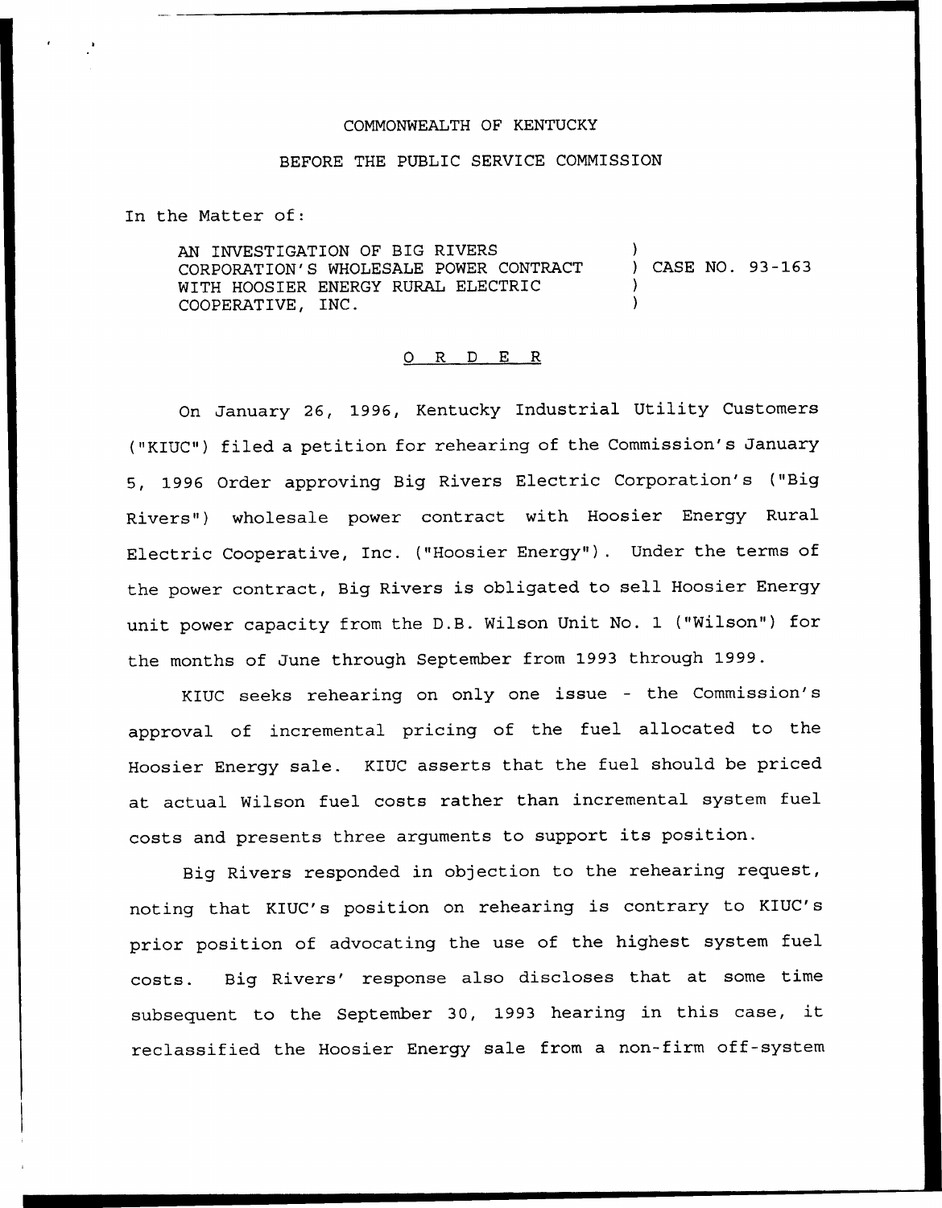COMMONWEALTH OF KENTUCKY

BEFORE THE PUBLIC SERVICE COMMISSION

In the Matter of:

AN INVESTIGATION OF BIG RIVERS CORPORATION'S WHOLESALE POWER CONTRACT WITH HOOSIER ENERGY RURAL ELECTRIC COOPERATIVE, INC. ) CASE NO. 93-163

O R D E R

On January 26, 1996, Kentucky Industrial Utility Customers ("KIUC") filed a petition for rehearing of the Commission's January 5, 1996 Order approving Big Rivers Electric Corporation's ("Big Rivers") wholesale power contract with Hoosier Energy Rural Electric Cooperative, Inc. ("Hoosier Energy"). Under the terms of the power contract, Big Rivers is obligated to sell Hoosier Energy unit power capacity from the D.B. Wilson Unit No. 1 ("Wilson") for the months of June through September from 1993 through 1999.

KIUC seeks rehearing on only one issue - the Commission's approval of incremental pricing of the fuel allocated to the Hoosier Energy sale. KIUC asserts that the fuel should be priced at actual Wilson fuel costs rather than incremental system fuel costs and presents three arguments to support its position.

Big Rivers responded in objection to the rehearing request, noting that KIUC's position on rehearing is contrary to KIUC's prior position of advocating the use of the highest system fuel costs. Big Rivers' response also discloses that at some time subsequent to the September 30, 1993 hearing in this case, it reclassified the Hoosier Energy sale from a non-firm off-system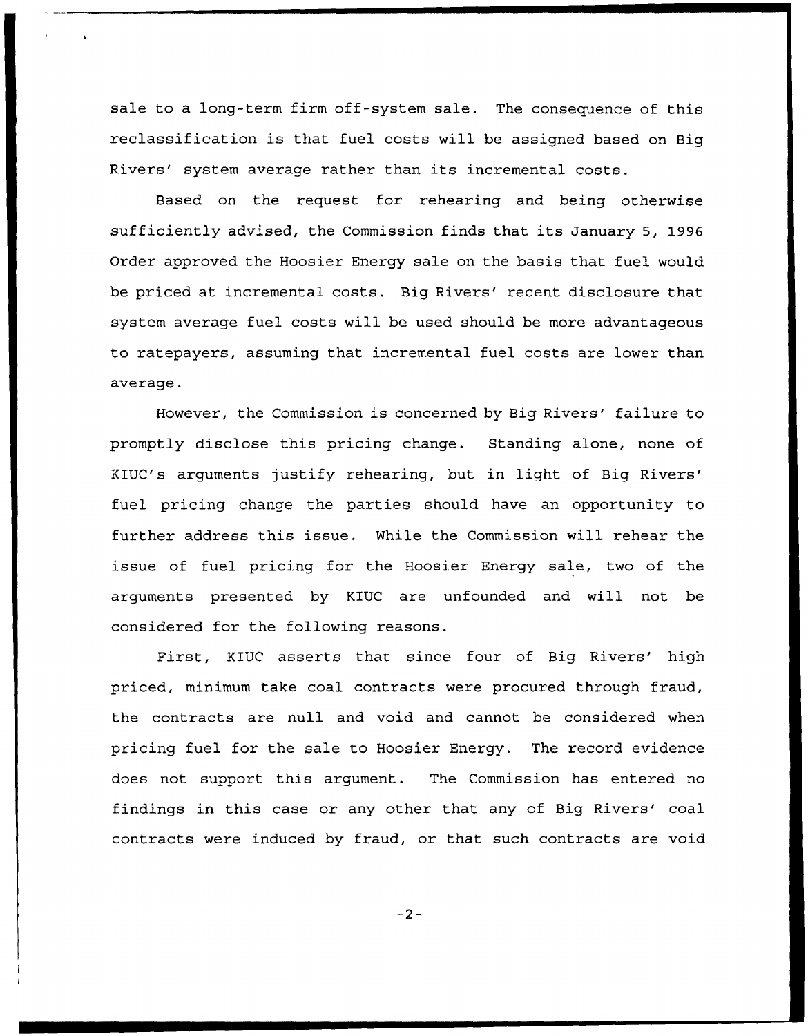sale to a long-term firm off-system sale. The consequence of this reclassification is that fuel costs will be assigned based on Big Rivers' system average rather than its incremental costs.

Based on the request for rehearing and being otherwise sufficiently advised, the Commission finds that its January 5, 1996 Order approved the Hoosier Energy sale on the basis that fuel would be priced at incremental costs. Big Rivers' recent disclosure that system average fuel costs will be used should be more advantageous to ratepayers, assuming that incremental fuel costs are lower than average.

However, the Commission is concerned by Big Rivers' failure to promptly disclose this pricing change. Standing alone, none of KIUC's arguments justify rehearing, but in light of Big Rivers' fuel pricing change the parties should have an opportunity to further address this issue. While the Commission will rehear the issue of fuel pricing for the Hoosier Energy sale, two of the arguments presented by KIUC are unfounded and will not be considered for the following reasons.

First, KIUC asserts that since four of Big Rivers' high priced, minimum take coal contracts were procured through fraud, the contracts are null and void and cannot be considered when pricing fuel for the sale to Hoosier Energy. The record evidence does not support this argument. The Commission has entered no findings in this case or any other that any of Big Rivers' coal contracts were induced by fraud, or that such contracts are void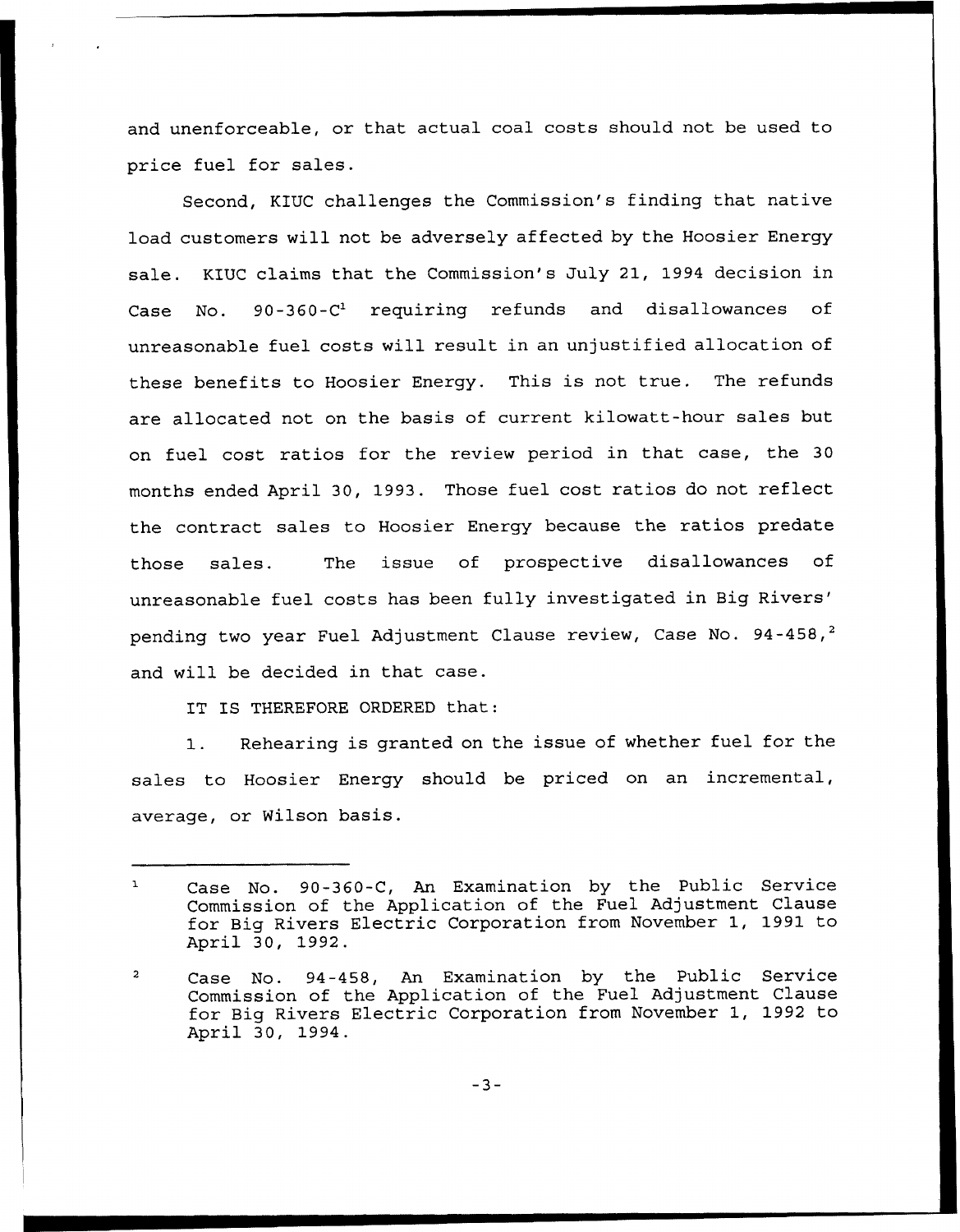and unenforceable, or that actual coal costs should not be used to price fuel for sales.

Second, KIUC challenges the Commission's finding that native load customers will not be adversely affected by the Hoosier Energy sale. KIUC claims that the Commission's July 21, 1994 decision in Case No. 90-360-C[1] requiring refunds and disallowances of unreasonable fuel costs will result in an unjustified allocation of these benefits to Hoosier Energy. This is not true. The refunds are allocated not on the basis of current kilowatt-hour sales but on fuel cost ratios for the review period in that case, the 30 months ended April 30, 1993. Those fuel cost ratios do not reflect the contract sales to Hoosier Energy because the ratios predate those sales. The issue of prospective disallowances of unreasonable fuel costs has been fully investigated in Big Rivers' pending two year Fuel Adjustment Clause review, Case No. 94-458,[2] and will be decided in that case.

IT IS THEREFORE ORDERED that:

1. Rehearing is granted on the issue of whether fuel for the sales to Hoosier Energy should be priced on an incremental, average, or Wilson basis.

---

[1] Case No. 90-360-C, An Examination by the Public Service Commission of the Application of the Fuel Adjustment Clause for Big Rivers Electric Corporation from November 1, 1991 to April 30, 1992.

[2] Case No. 94-458, An Examination by the Public Service Commission of the Application of the Fuel Adjustment Clause for Big Rivers Electric Corporation from November 1, 1992 to April 30, 1994.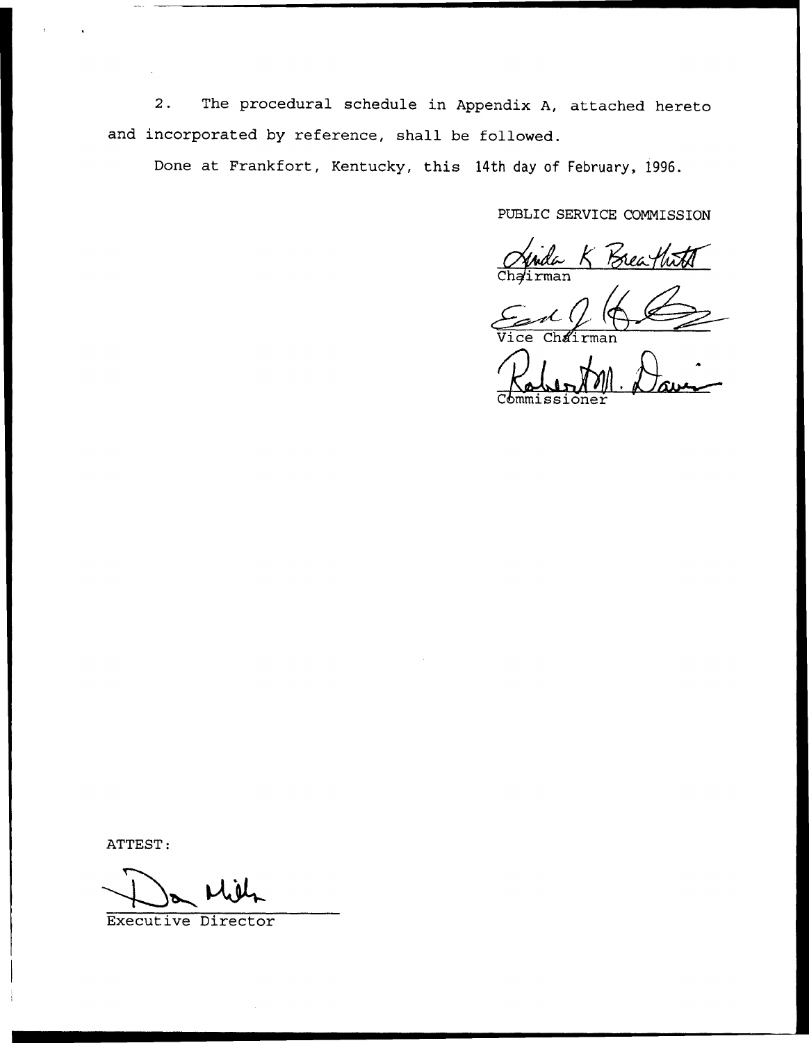2. The procedural schedule in Appendix A, attached hereto and incorporated by reference, shall be followed.

Done at Frankfort, Kentucky, this 14th day of February, 1996.

PUBLIC SERVICE COMMISSION

Chairman

Vice Chairman

Commissioner

ATTEST:

Executive Director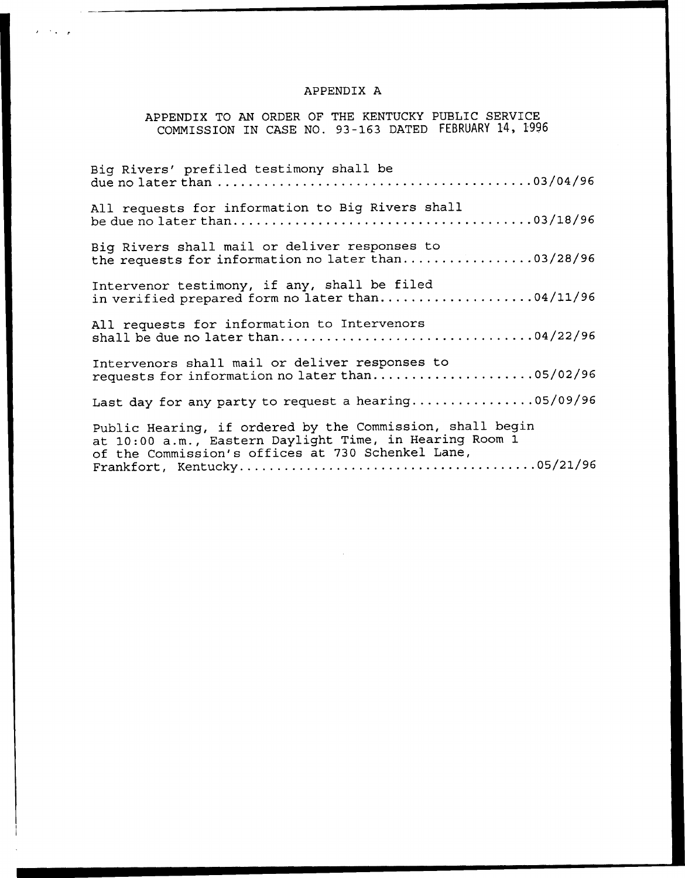# APPENDIX A

## APPENDIX TO AN ORDER OF THE KENTUCKY PUBLIC SERVICE COMMISSION IN CASE NO. 93-163 DATED FEBRUARY 14, 1996

Big Rivers' prefiled testimony shall be due no later than ........................................03/04/96

All requests for information to Big Rivers shall be due no later than......................................03/18/96

Big Rivers shall mail or deliver responses to the requests for information no later than.................03/28/96

Intervenor testimony, if any, shall be filed in verified prepared form no later than...................04/11/96

All requests for information to Intervenors shall be due no later than................................04/22/96

Intervenors shall mail or deliver responses to requests for information no later than....................05/02/96

Last day for any party to request a hearing................05/09/96

Public Hearing, if ordered by the Commission, shall begin at 10:00 a.m., Eastern Daylight Time, in Hearing Room 1 of the Commission's offices at 730 Schenkel Lane, Frankfort, Kentucky......................................05/21/96